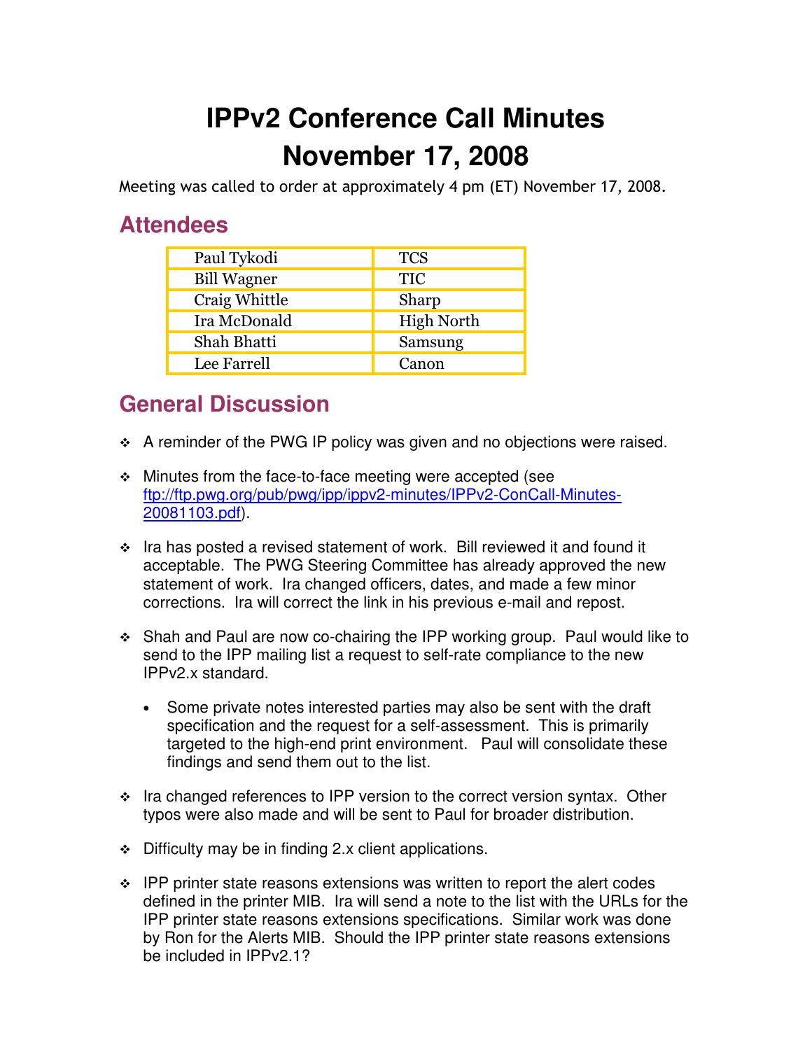# IPPv2 Conference Call Minutes
# November 17, 2008

Meeting was called to order at approximately 4 pm (ET) November 17, 2008.

## Attendees

| | |
|---|---|
| Paul Tykodi | TCS |
| Bill Wagner | TIC |
| Craig Whittle | Sharp |
| Ira McDonald | High North |
| Shah Bhatti | Samsung |
| Lee Farrell | Canon |

## General Discussion

- A reminder of the PWG IP policy was given and no objections were raised.

- Minutes from the face-to-face meeting were accepted (see ftp://ftp.pwg.org/pub/pwg/ipp/ippv2-minutes/IPPv2-ConCall-Minutes-20081103.pdf).

- Ira has posted a revised statement of work. Bill reviewed it and found it acceptable. The PWG Steering Committee has already approved the new statement of work. Ira changed officers, dates, and made a few minor corrections. Ira will correct the link in his previous e-mail and repost.

- Shah and Paul are now co-chairing the IPP working group. Paul would like to send to the IPP mailing list a request to self-rate compliance to the new IPPv2.x standard.

  - Some private notes interested parties may also be sent with the draft specification and the request for a self-assessment. This is primarily targeted to the high-end print environment. Paul will consolidate these findings and send them out to the list.

- Ira changed references to IPP version to the correct version syntax. Other typos were also made and will be sent to Paul for broader distribution.

- Difficulty may be in finding 2.x client applications.

- IPP printer state reasons extensions was written to report the alert codes defined in the printer MIB. Ira will send a note to the list with the URLs for the IPP printer state reasons extensions specifications. Similar work was done by Ron for the Alerts MIB. Should the IPP printer state reasons extensions be included in IPPv2.1?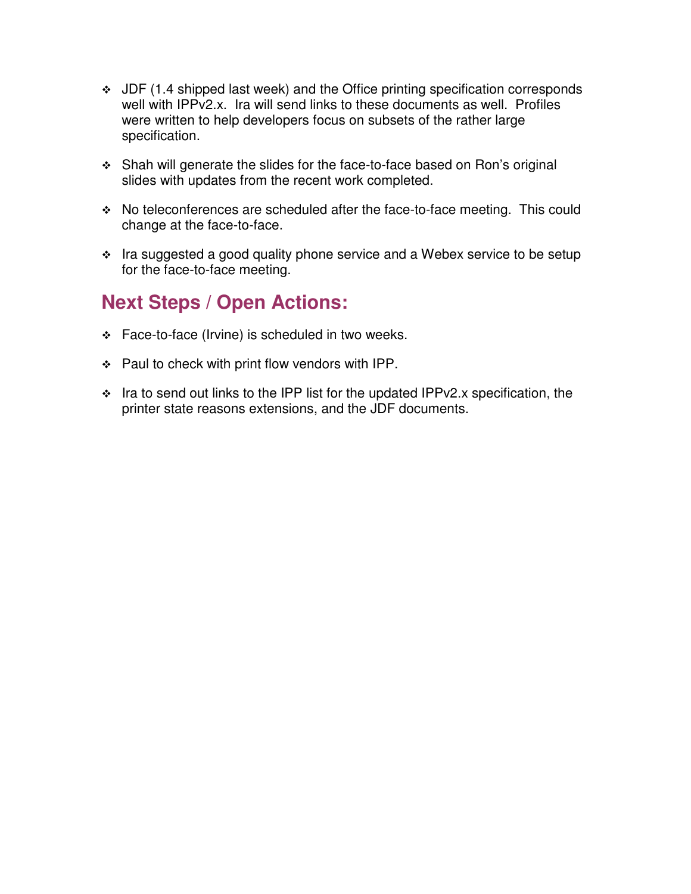- JDF (1.4 shipped last week) and the Office printing specification corresponds well with IPPv2.x. Ira will send links to these documents as well. Profiles were written to help developers focus on subsets of the rather large specification.

- Shah will generate the slides for the face-to-face based on Ron's original slides with updates from the recent work completed.

- No teleconferences are scheduled after the face-to-face meeting. This could change at the face-to-face.

- Ira suggested a good quality phone service and a Webex service to be setup for the face-to-face meeting.

## Next Steps / Open Actions:

- Face-to-face (Irvine) is scheduled in two weeks.

- Paul to check with print flow vendors with IPP.

- Ira to send out links to the IPP list for the updated IPPv2.x specification, the printer state reasons extensions, and the JDF documents.